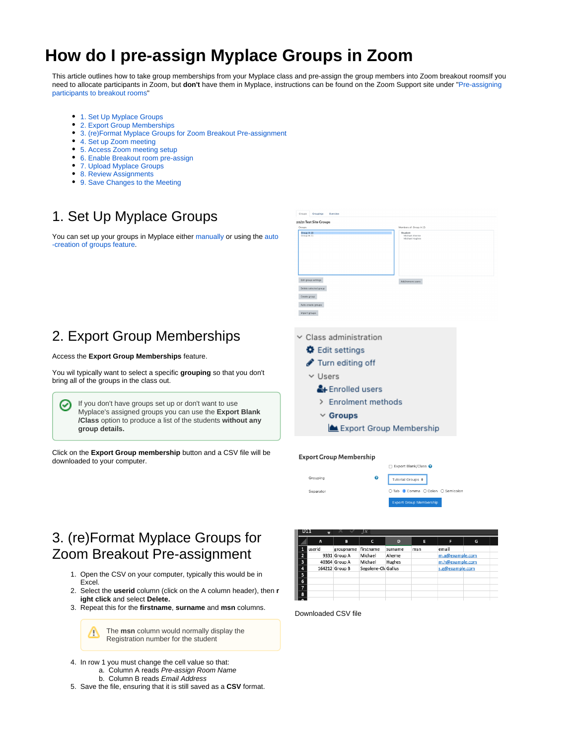# How do I pre-assign Myplace Groups in Zoom

This article outlines how to take group memberships from your Myplace class and pre-assign the group members into Zoom breakout roomsIf you need to allocate participants in Zoom, but **don't** have them in Myplace, instructions can be found on the Zoom Support site under "Pre-assigning participants to breakout rooms"

- 1. Set Up Myplace Groups
- 2. Export Group Memberships
- 3. (re)Format Myplace Groups for Zoom Breakout Pre-assignment
- 4. Set up Zoom meeting
- 5. Access Zoom meeting setup
- 6. Enable Breakout room pre-assign
- 7. Upload Myplace Groups
- 8. Review Assignments
- 9. Save Changes to the Meeting

## 1. Set Up Myplace Groups

You can set up your groups in Myplace either manually or using the auto-creation of groups feature.

## 2. Export Group Memberships

Access the **Export Group Memberships** feature.

You wil typically want to select a specific **grouping** so that you don't bring all of the groups in the class out.

> If you don't have groups set up or don't want to use Myplace's assigned groups you can use the **Export Blank /Class** option to produce a list of the students **without any group details.**

Click on the **Export Group membership** button and a CSV file will be downloaded to your computer.

## 3. (re)Format Myplace Groups for Zoom Breakout Pre-assignment

1. Open the CSV on your computer, typically this would be in Excel.
2. Select the **userid** column (click on the A column header), then **right click** and select **Delete.**
3. Repeat this for the **firstname**, **surname** and **msn** columns.

> The **msn** column would normally display the Registration number for the student

4. In row 1 you must change the cell value so that:
   a. Column A reads *Pre-assign Room Name*
   b. Column B reads *Email Address*
5. Save the file, ensuring that it is still saved as a **CSV** format.

| | A | B | C | D | E | F | G |
|---|---|---|---|---|---|---|---|
| 1 | userid | groupname | firstname | surname | msn | email | |
| 2 | 9331 | Group A | Michael | Aherne | | m.a@example.com | |
| 3 | 40364 | Group A | Michael | Hughes | | m.h@example.com | |
| 4 | 164212 | Group B | Segolene-Ch | Gallus | | s.g@example.com | |

Downloaded CSV file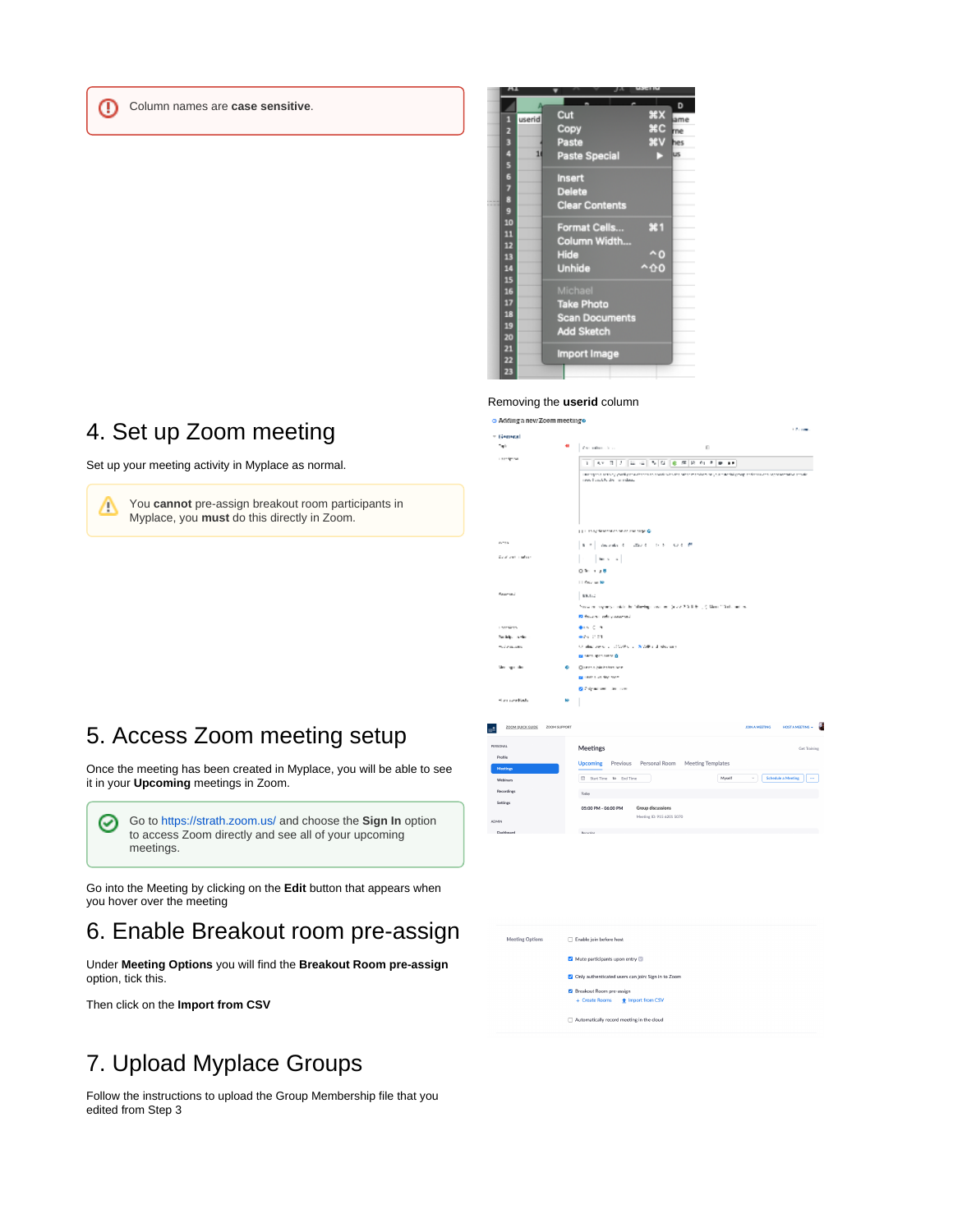> Column names are **case sensitive**.

Removing the **userid** column

## 4. Set up Zoom meeting

Set up your meeting activity in Myplace as normal.

> You **cannot** pre-assign breakout room participants in Myplace, you **must** do this directly in Zoom.

## 5. Access Zoom meeting setup

Once the meeting has been created in Myplace, you will be able to see it in your **Upcoming** meetings in Zoom.

> Go to https://strath.zoom.us/ and choose the **Sign In** option to access Zoom directly and see all of your upcoming meetings.

Go into the Meeting by clicking on the **Edit** button that appears when you hover over the meeting

## 6. Enable Breakout room pre-assign

Under **Meeting Options** you will find the **Breakout Room pre-assign** option, tick this.

Then click on the **Import from CSV**

## 7. Upload Myplace Groups

Follow the instructions to upload the Group Membership file that you edited from Step 3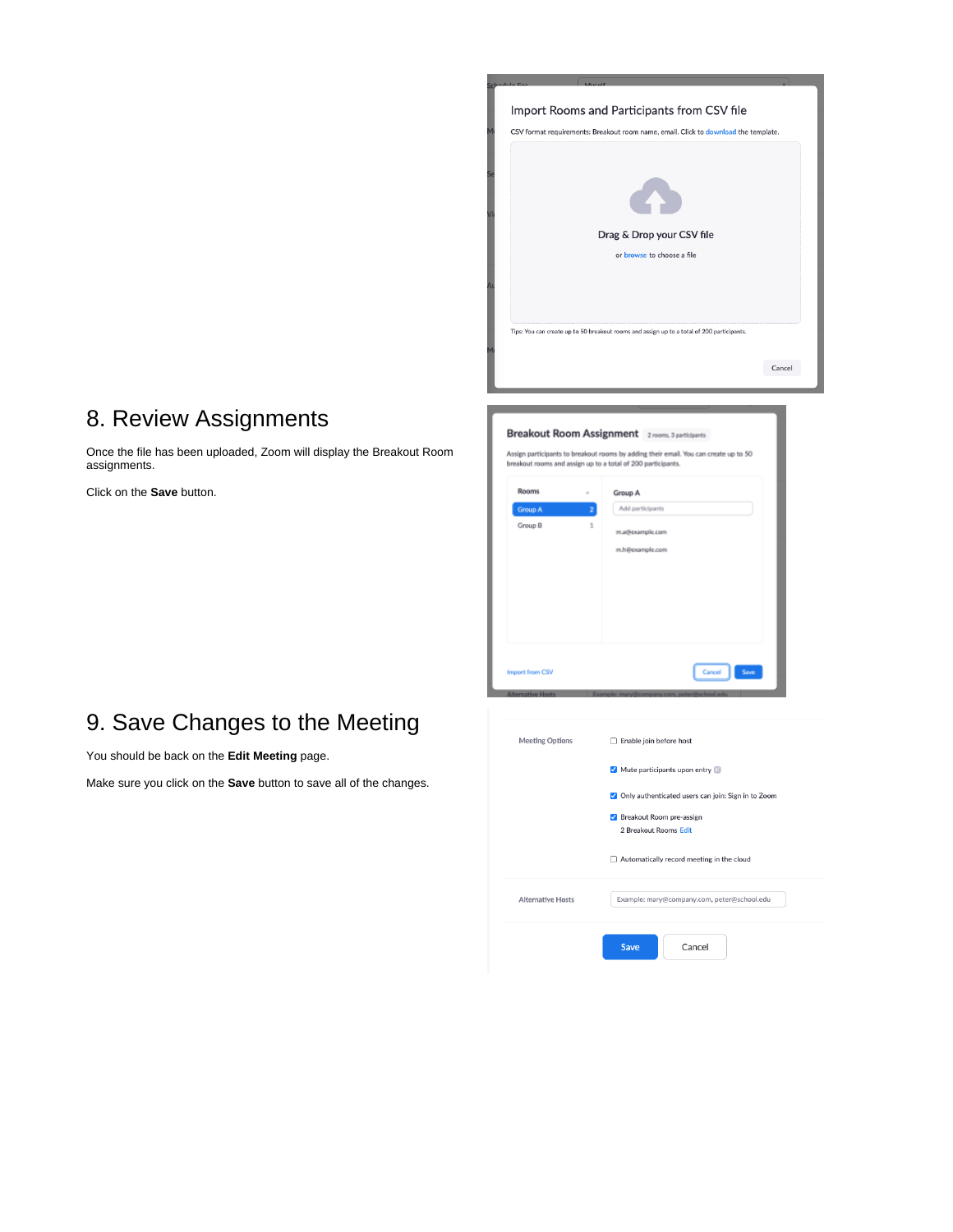## 8. Review Assignments

Once the file has been uploaded, Zoom will display the Breakout Room assignments.

Click on the **Save** button.

## 9. Save Changes to the Meeting

You should be back on the **Edit Meeting** page.

Make sure you click on the **Save** button to save all of the changes.